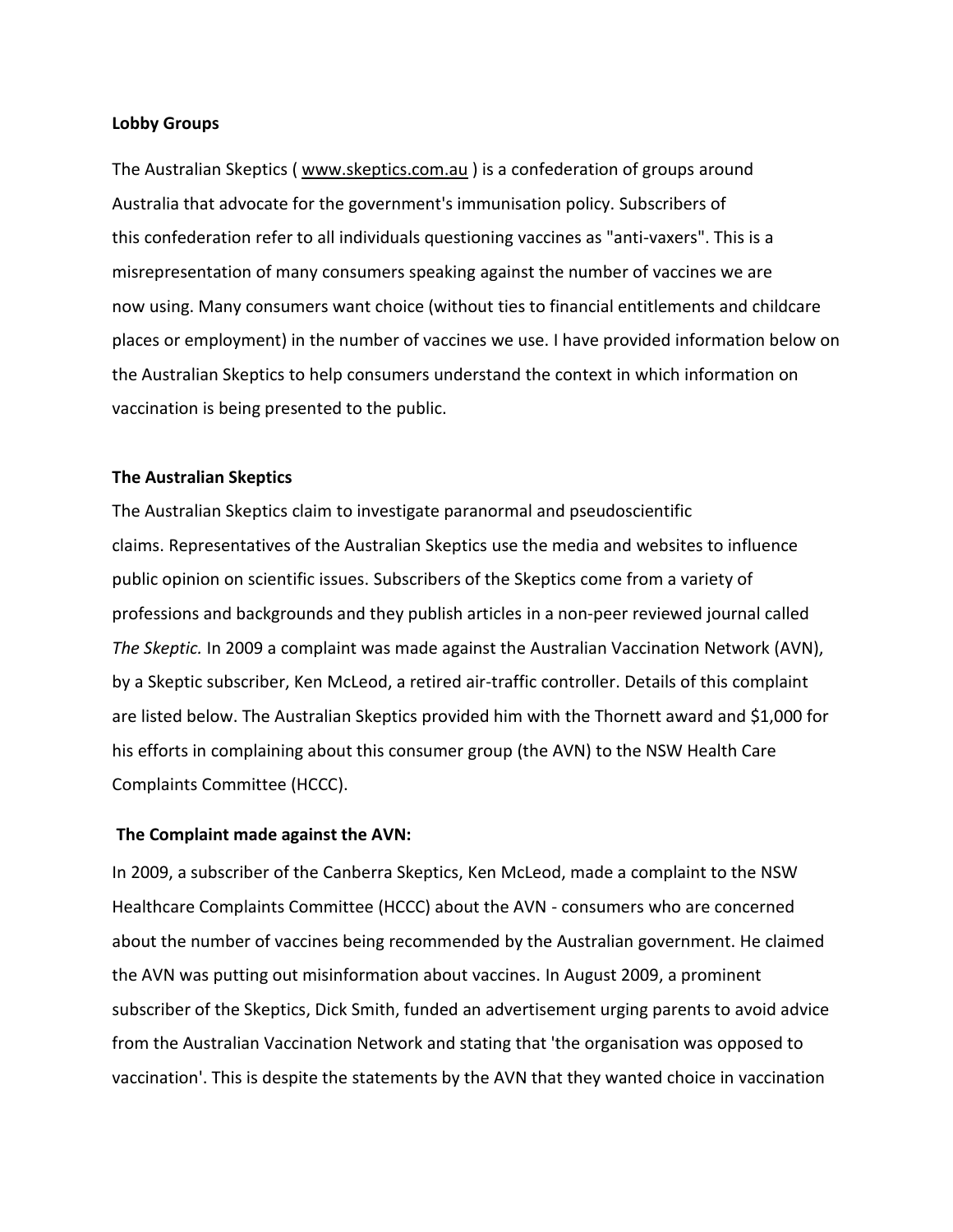**Lobby Groups**

The Australian Skeptics ( www.skeptics.com.au ) is a confederation of groups around Australia that advocate for the government's immunisation policy. Subscribers of this confederation refer to all individuals questioning vaccines as "anti-vaxers". This is a misrepresentation of many consumers speaking against the number of vaccines we are now using. Many consumers want choice (without ties to financial entitlements and childcare places or employment) in the number of vaccines we use. I have provided information below on the Australian Skeptics to help consumers understand the context in which information on vaccination is being presented to the public.

**The Australian Skeptics**

The Australian Skeptics claim to investigate paranormal and pseudoscientific claims. Representatives of the Australian Skeptics use the media and websites to influence public opinion on scientific issues. Subscribers of the Skeptics come from a variety of professions and backgrounds and they publish articles in a non-peer reviewed journal called *The Skeptic.* In 2009 a complaint was made against the Australian Vaccination Network (AVN), by a Skeptic subscriber, Ken McLeod, a retired air-traffic controller. Details of this complaint are listed below. The Australian Skeptics provided him with the Thornett award and $1,000 for his efforts in complaining about this consumer group (the AVN) to the NSW Health Care Complaints Committee (HCCC).

**The Complaint made against the AVN:**

In 2009, a subscriber of the Canberra Skeptics, Ken McLeod, made a complaint to the NSW Healthcare Complaints Committee (HCCC) about the AVN - consumers who are concerned about the number of vaccines being recommended by the Australian government. He claimed the AVN was putting out misinformation about vaccines. In August 2009, a prominent subscriber of the Skeptics, Dick Smith, funded an advertisement urging parents to avoid advice from the Australian Vaccination Network and stating that 'the organisation was opposed to vaccination'. This is despite the statements by the AVN that they wanted choice in vaccination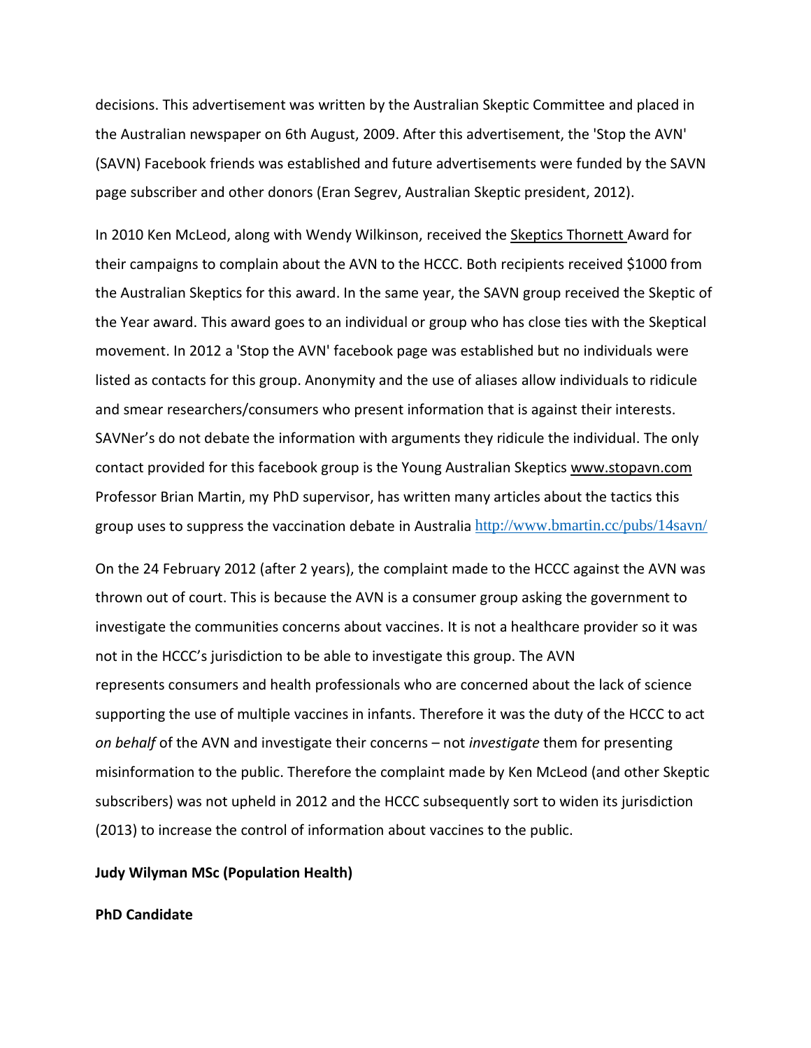decisions. This advertisement was written by the Australian Skeptic Committee and placed in the Australian newspaper on 6th August, 2009. After this advertisement, the 'Stop the AVN' (SAVN) Facebook friends was established and future advertisements were funded by the SAVN page subscriber and other donors (Eran Segrev, Australian Skeptic president, 2012).

In 2010 Ken McLeod, along with Wendy Wilkinson, received the Skeptics Thornett Award for their campaigns to complain about the AVN to the HCCC. Both recipients received $1000 from the Australian Skeptics for this award. In the same year, the SAVN group received the Skeptic of the Year award. This award goes to an individual or group who has close ties with the Skeptical movement. In 2012 a 'Stop the AVN' facebook page was established but no individuals were listed as contacts for this group. Anonymity and the use of aliases allow individuals to ridicule and smear researchers/consumers who present information that is against their interests. SAVNer's do not debate the information with arguments they ridicule the individual. The only contact provided for this facebook group is the Young Australian Skeptics www.stopavn.com Professor Brian Martin, my PhD supervisor, has written many articles about the tactics this group uses to suppress the vaccination debate in Australia http://www.bmartin.cc/pubs/14savn/

On the 24 February 2012 (after 2 years), the complaint made to the HCCC against the AVN was thrown out of court. This is because the AVN is a consumer group asking the government to investigate the communities concerns about vaccines. It is not a healthcare provider so it was not in the HCCC's jurisdiction to be able to investigate this group. The AVN represents consumers and health professionals who are concerned about the lack of science supporting the use of multiple vaccines in infants. Therefore it was the duty of the HCCC to act *on behalf* of the AVN and investigate their concerns – not *investigate* them for presenting misinformation to the public. Therefore the complaint made by Ken McLeod (and other Skeptic subscribers) was not upheld in 2012 and the HCCC subsequently sort to widen its jurisdiction (2013) to increase the control of information about vaccines to the public.

**Judy Wilyman MSc (Population Health)**

**PhD Candidate**